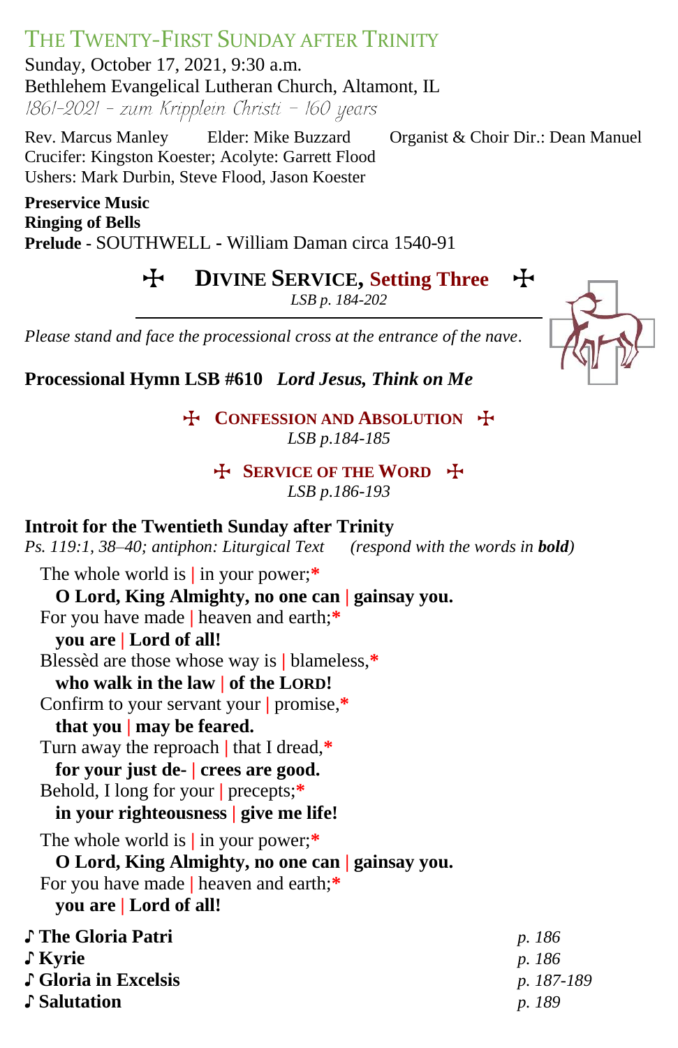# The Twenty-First Sunday after Trinity

Sunday, October 17, 2021, 9:30 a.m.
Bethlehem Evangelical Lutheran Church, Altamont, IL
*1861-2021 – zum Kripplein Christi – 160 years*

Rev. Marcus Manley    Elder: Mike Buzzard    Organist & Choir Dir.: Dean Manuel
Crucifer: Kingston Koester; Acolyte: Garrett Flood
Ushers: Mark Durbin, Steve Flood, Jason Koester

**Preservice Music**
**Ringing of Bells**
**Prelude** - SOUTHWELL - William Daman circa 1540-91

## ☩ Divine Service, Setting Three ☩

*LSB p. 184-202*

*Please stand and face the processional cross at the entrance of the nave.*

**Processional Hymn LSB #610** ***Lord Jesus, Think on Me***

### ☩ Confession and Absolution ☩

*LSB p.184-185*

### ☩ Service of the Word ☩

*LSB p.186-193*

**Introit for the Twentieth Sunday after Trinity**
*Ps. 119:1, 38–40; antiphon: Liturgical Text* *(respond with the words in **bold**)*

The whole world is | in your power;*
**O Lord, King Almighty, no one can | gainsay you.**
For you have made | heaven and earth;*
**you are | Lord of all!**
Blessèd are those whose way is | blameless,*
**who walk in the law | of the LORD!**
Confirm to your servant your | promise,*
**that you | may be feared.**
Turn away the reproach | that I dread,*
**for your just de- | crees are good.**
Behold, I long for your | precepts;*
**in your righteousness | give me life!**

The whole world is | in your power;*
**O Lord, King Almighty, no one can | gainsay you.**
For you have made | heaven and earth;*
**you are | Lord of all!**

♪ **The Gloria Patri** *p. 186*
♪ **Kyrie** *p. 186*
♪ **Gloria in Excelsis** *p. 187-189*
♪ **Salutation** *p. 189*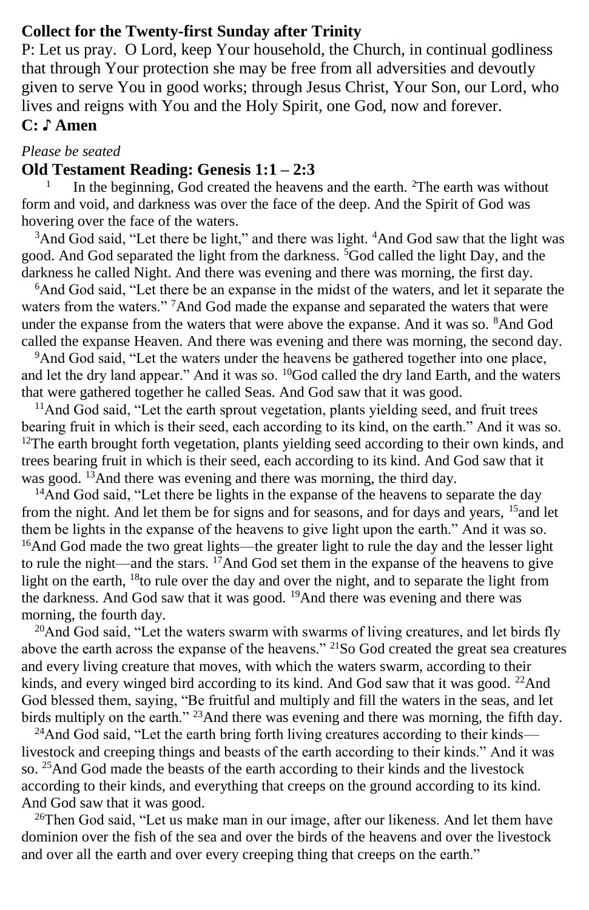**Collect for the Twenty-first Sunday after Trinity**

P: Let us pray. O Lord, keep Your household, the Church, in continual godliness that through Your protection she may be free from all adversities and devoutly given to serve You in good works; through Jesus Christ, Your Son, our Lord, who lives and reigns with You and the Holy Spirit, one God, now and forever.

**C: ♪ Amen**

*Please be seated*

**Old Testament Reading: Genesis 1:1 – 2:3**

[1] In the beginning, God created the heavens and the earth. [2]The earth was without form and void, and darkness was over the face of the deep. And the Spirit of God was hovering over the face of the waters.

[3]And God said, "Let there be light," and there was light. [4]And God saw that the light was good. And God separated the light from the darkness. [5]God called the light Day, and the darkness he called Night. And there was evening and there was morning, the first day.

[6]And God said, "Let there be an expanse in the midst of the waters, and let it separate the waters from the waters." [7]And God made the expanse and separated the waters that were under the expanse from the waters that were above the expanse. And it was so. [8]And God called the expanse Heaven. And there was evening and there was morning, the second day.

[9]And God said, "Let the waters under the heavens be gathered together into one place, and let the dry land appear." And it was so. [10]God called the dry land Earth, and the waters that were gathered together he called Seas. And God saw that it was good.

[11]And God said, "Let the earth sprout vegetation, plants yielding seed, and fruit trees bearing fruit in which is their seed, each according to its kind, on the earth." And it was so. [12]The earth brought forth vegetation, plants yielding seed according to their own kinds, and trees bearing fruit in which is their seed, each according to its kind. And God saw that it was good. [13]And there was evening and there was morning, the third day.

[14]And God said, "Let there be lights in the expanse of the heavens to separate the day from the night. And let them be for signs and for seasons, and for days and years, [15]and let them be lights in the expanse of the heavens to give light upon the earth." And it was so. [16]And God made the two great lights—the greater light to rule the day and the lesser light to rule the night—and the stars. [17]And God set them in the expanse of the heavens to give light on the earth, [18]to rule over the day and over the night, and to separate the light from the darkness. And God saw that it was good. [19]And there was evening and there was morning, the fourth day.

[20]And God said, "Let the waters swarm with swarms of living creatures, and let birds fly above the earth across the expanse of the heavens." [21]So God created the great sea creatures and every living creature that moves, with which the waters swarm, according to their kinds, and every winged bird according to its kind. And God saw that it was good. [22]And God blessed them, saying, "Be fruitful and multiply and fill the waters in the seas, and let birds multiply on the earth." [23]And there was evening and there was morning, the fifth day.

[24]And God said, "Let the earth bring forth living creatures according to their kinds—livestock and creeping things and beasts of the earth according to their kinds." And it was so. [25]And God made the beasts of the earth according to their kinds and the livestock according to their kinds, and everything that creeps on the ground according to its kind. And God saw that it was good.

[26]Then God said, "Let us make man in our image, after our likeness. And let them have dominion over the fish of the sea and over the birds of the heavens and over the livestock and over all the earth and over every creeping thing that creeps on the earth."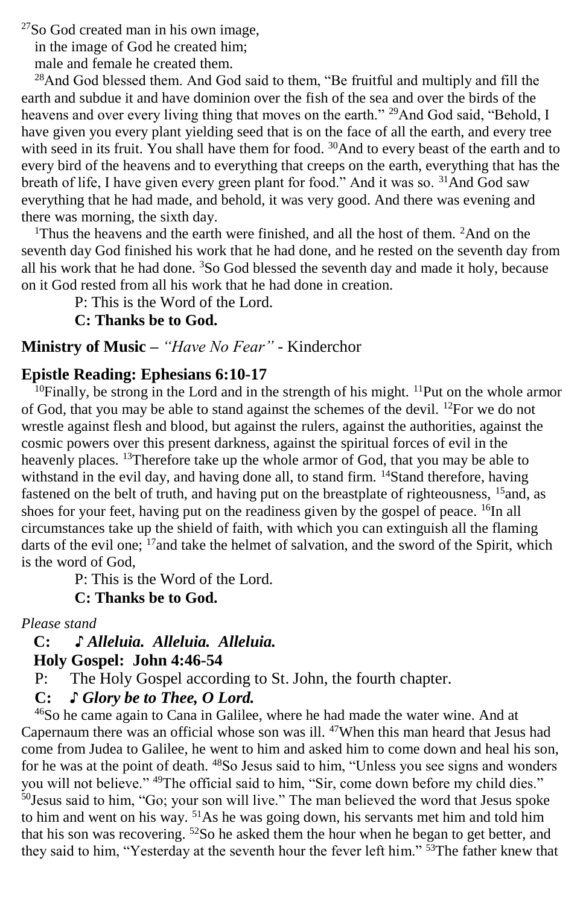[27]So God created man in his own image,
in the image of God he created him;
male and female he created them.

[28]And God blessed them. And God said to them, "Be fruitful and multiply and fill the earth and subdue it and have dominion over the fish of the sea and over the birds of the heavens and over every living thing that moves on the earth." [29]And God said, "Behold, I have given you every plant yielding seed that is on the face of all the earth, and every tree with seed in its fruit. You shall have them for food. [30]And to every beast of the earth and to every bird of the heavens and to everything that creeps on the earth, everything that has the breath of life, I have given every green plant for food." And it was so. [31]And God saw everything that he had made, and behold, it was very good. And there was evening and there was morning, the sixth day.

[1]Thus the heavens and the earth were finished, and all the host of them. [2]And on the seventh day God finished his work that he had done, and he rested on the seventh day from all his work that he had done. [3]So God blessed the seventh day and made it holy, because on it God rested from all his work that he had done in creation.

P: This is the Word of the Lord.
**C: Thanks be to God.**

**Ministry of Music –** *"Have No Fear"* - Kinderchor

**Epistle Reading: Ephesians 6:10-17**

[10]Finally, be strong in the Lord and in the strength of his might. [11]Put on the whole armor of God, that you may be able to stand against the schemes of the devil. [12]For we do not wrestle against flesh and blood, but against the rulers, against the authorities, against the cosmic powers over this present darkness, against the spiritual forces of evil in the heavenly places. [13]Therefore take up the whole armor of God, that you may be able to withstand in the evil day, and having done all, to stand firm. [14]Stand therefore, having fastened on the belt of truth, and having put on the breastplate of righteousness, [15]and, as shoes for your feet, having put on the readiness given by the gospel of peace. [16]In all circumstances take up the shield of faith, with which you can extinguish all the flaming darts of the evil one; [17]and take the helmet of salvation, and the sword of the Spirit, which is the word of God,

P: This is the Word of the Lord.
**C: Thanks be to God.**

*Please stand*

**C:** ***♪ Alleluia. Alleluia. Alleluia.***

**Holy Gospel: John 4:46-54**

P: The Holy Gospel according to St. John, the fourth chapter.

**C:** ***♪ Glory be to Thee, O Lord.***

[46]So he came again to Cana in Galilee, where he had made the water wine. And at Capernaum there was an official whose son was ill. [47]When this man heard that Jesus had come from Judea to Galilee, he went to him and asked him to come down and heal his son, for he was at the point of death. [48]So Jesus said to him, "Unless you see signs and wonders you will not believe." [49]The official said to him, "Sir, come down before my child dies." [50]Jesus said to him, "Go; your son will live." The man believed the word that Jesus spoke to him and went on his way. [51]As he was going down, his servants met him and told him that his son was recovering. [52]So he asked them the hour when he began to get better, and they said to him, "Yesterday at the seventh hour the fever left him." [53]The father knew that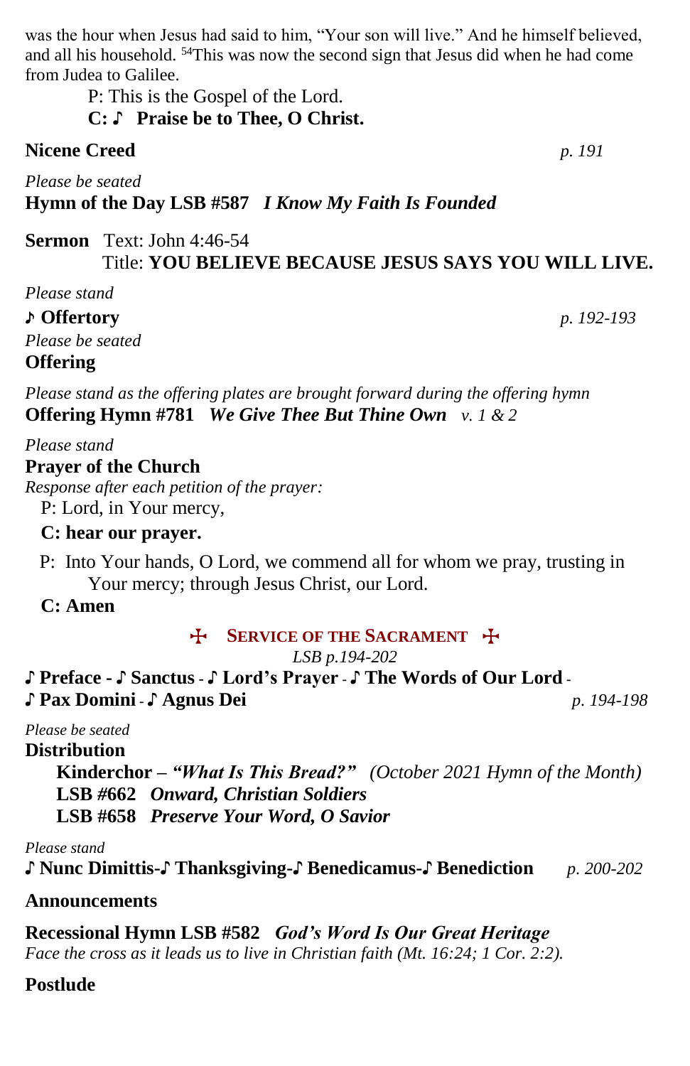was the hour when Jesus had said to him, "Your son will live." And he himself believed, and all his household. [54]This was now the second sign that Jesus did when he had come from Judea to Galilee.

P: This is the Gospel of the Lord.

**C: ♪ Praise be to Thee, O Christ.**

**Nicene Creed** *p. 191*

*Please be seated*

**Hymn of the Day LSB #587** ***I Know My Faith Is Founded***

**Sermon** Text: John 4:46-54

Title: **YOU BELIEVE BECAUSE JESUS SAYS YOU WILL LIVE.**

*Please stand*

**♪ Offertory** *p. 192-193*

*Please be seated*

**Offering**

*Please stand as the offering plates are brought forward during the offering hymn*

**Offering Hymn #781** ***We Give Thee But Thine Own*** *v. 1 & 2*

*Please stand*

**Prayer of the Church**

*Response after each petition of the prayer:*

P: Lord, in Your mercy,

**C: hear our prayer.**

P: Into Your hands, O Lord, we commend all for whom we pray, trusting in Your mercy; through Jesus Christ, our Lord.

**C: Amen**

## ☩ Service of the Sacrament ☩

*LSB p.194-202*

**♪ Preface - ♪ Sanctus - ♪ Lord's Prayer - ♪ The Words of Our Lord - ♪ Pax Domini - ♪ Agnus Dei** *p. 194-198*

*Please be seated*

**Distribution**

**Kinderchor –** ***"What Is This Bread?"*** *(October 2021 Hymn of the Month)*

**LSB #662** ***Onward, Christian Soldiers***

**LSB #658** ***Preserve Your Word, O Savior***

*Please stand*

**♪ Nunc Dimittis-♪ Thanksgiving-♪ Benedicamus-♪ Benediction** *p. 200-202*

**Announcements**

**Recessional Hymn LSB #582** ***God's Word Is Our Great Heritage***

*Face the cross as it leads us to live in Christian faith (Mt. 16:24; 1 Cor. 2:2).*

**Postlude**